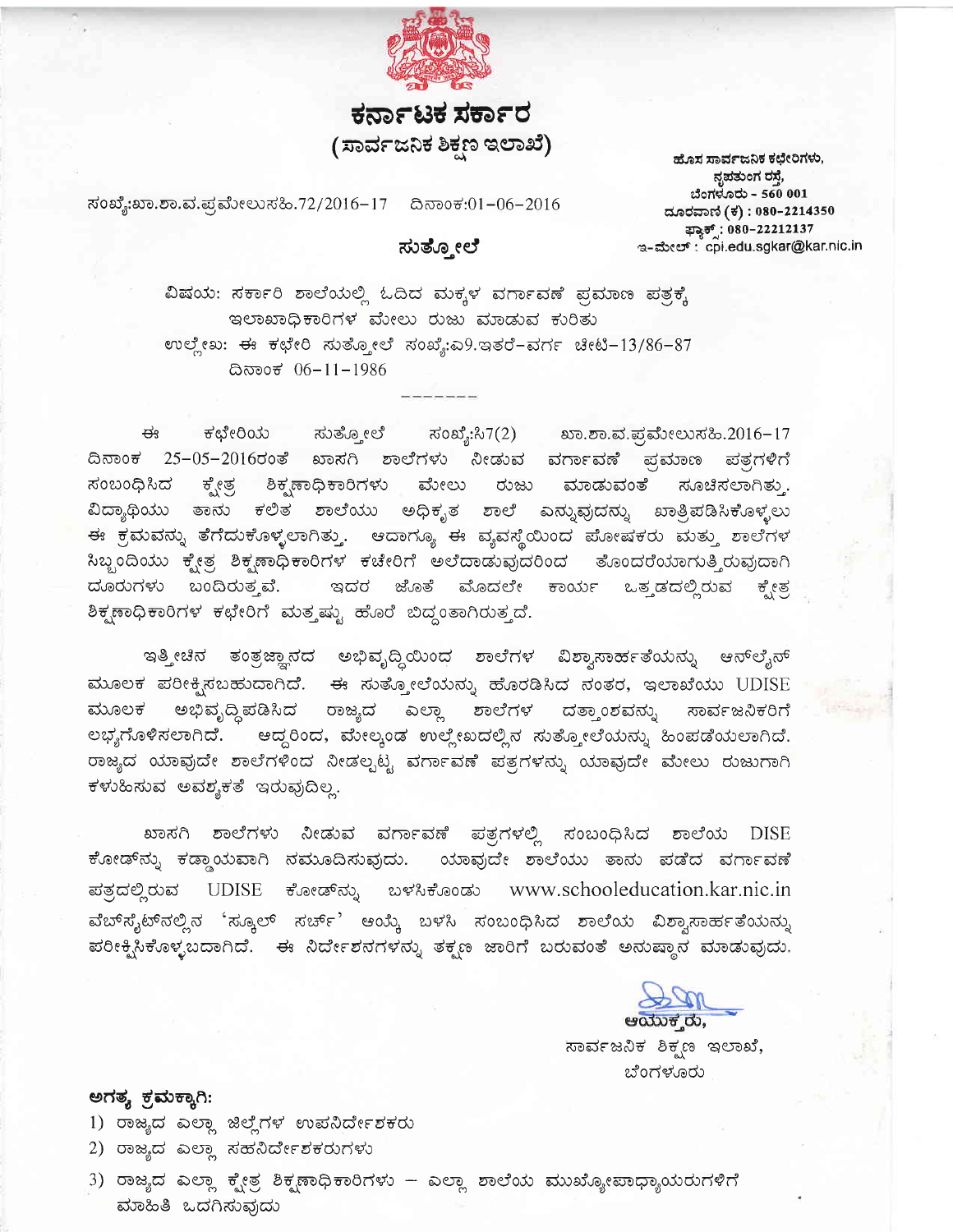# ಕರ್ನಾಟಕ ಸರ್ಕಾರ

## (ಸಾರ್ವಜನಿಕ ಶಿಕ್ಷಣ ಇಲಾಖೆ)

ಹೊಸ ಸಾರ್ವಜನಿಕ ಕಛೇರಿಗಳು,
ನೃಪತುಂಗ ರಸ್ತೆ,
ಬೆಂಗಳೂರು - 560 001
ದೂರವಾಣಿ (ಕ) : 080-2214350
ಫ್ಯಾಕ್ಸ್ : 080-22212137
ಇ-ಮೇಲ್ : cpi.edu.sgkar@kar.nic.in

ಸಂಖ್ಯೆ:ಖಾ.ಶಾ.ವ.ಪ್ರಮೇಲುಸಹಿ.72/2016-17 ದಿನಾಂಕ:01-06-2016

## ಸುತ್ತೋಲೆ

ವಿಷಯ: ಸರ್ಕಾರಿ ಶಾಲೆಯಲ್ಲಿ ಓದಿದ ಮಕ್ಕಳ ವರ್ಗಾವಣೆ ಪ್ರಮಾಣ ಪತ್ರಕ್ಕೆ ಇಲಾಖಾಧಿಕಾರಿಗಳ ಮೇಲು ರುಜು ಮಾಡುವ ಕುರಿತು

ಉಲ್ಲೇಖ: ಈ ಕಛೇರಿ ಸುತ್ತೋಲೆ ಸಂಖ್ಯೆ:ಎ9.ಇತರೆ-ವರ್ಗ ಚೀಟಿ-13/86-87 ದಿನಾಂಕ 06-11-1986

-------

ಈ ಕಛೇರಿಯ ಸುತ್ತೋಲೆ ಸಂಖ್ಯೆ:ಸಿ7(2) ಖಾ.ಶಾ.ವ.ಪ್ರಮೇಲುಸಹಿ.2016-17 ದಿನಾಂಕ 25-05-2016ರಂತೆ ಖಾಸಗಿ ಶಾಲೆಗಳು ನೀಡುವ ವರ್ಗಾವಣೆ ಪ್ರಮಾಣ ಪತ್ರಗಳಿಗೆ ಸಂಬಂಧಿಸಿದ ಕ್ಷೇತ್ರ ಶಿಕ್ಷಣಾಧಿಕಾರಿಗಳು ಮೇಲು ರುಜು ಮಾಡುವಂತೆ ಸೂಚಿಸಲಾಗಿತ್ತು. ವಿದ್ಯಾರ್ಥಿಯು ತಾನು ಕಲಿತ ಶಾಲೆಯು ಅಧಿಕೃತ ಶಾಲೆ ಎನ್ನುವುದನ್ನು ಖಾತ್ರಿಪಡಿಸಿಕೊಳ್ಳಲು ಈ ಕ್ರಮವನ್ನು ತೆಗೆದುಕೊಳ್ಳಲಾಗಿತ್ತು. ಆದಾಗ್ಯೂ ಈ ವ್ಯವಸ್ಥೆಯಿಂದ ಪೋಷಕರು ಮತ್ತು ಶಾಲೆಗಳ ಸಿಬ್ಬಂದಿಯು ಕ್ಷೇತ್ರ ಶಿಕ್ಷಣಾಧಿಕಾರಿಗಳ ಕಚೇರಿಗೆ ಅಲೆದಾಡುವುದರಿಂದ ತೊಂದರೆಯಾಗುತ್ತಿರುವುದಾಗಿ ದೂರುಗಳು ಬಂದಿರುತ್ತವೆ. ಇದರ ಜೊತೆ ಮೊದಲೇ ಕಾರ್ಯ ಒತ್ತಡದಲ್ಲಿರುವ ಕ್ಷೇತ್ರ ಶಿಕ್ಷಣಾಧಿಕಾರಿಗಳ ಕಛೇರಿಗೆ ಮತ್ತಷ್ಟು ಹೊರೆ ಬಿದ್ದಂತಾಗಿರುತ್ತದೆ.

ಇತ್ತೀಚಿನ ತಂತ್ರಜ್ಞಾನದ ಅಭಿವೃದ್ಧಿಯಿಂದ ಶಾಲೆಗಳ ವಿಶ್ವಾಸಾರ್ಹತೆಯನ್ನು ಆನ್‌ಲೈನ್ ಮೂಲಕ ಪರೀಕ್ಷಿಸಬಹುದಾಗಿದೆ. ಈ ಸುತ್ತೋಲೆಯನ್ನು ಹೊರಡಿಸಿದ ನಂತರ, ಇಲಾಖೆಯು UDISE ಮೂಲಕ ಅಭಿವೃದ್ಧಿಪಡಿಸಿದ ರಾಜ್ಯದ ಎಲ್ಲಾ ಶಾಲೆಗಳ ದತ್ತಾಂಶವನ್ನು ಸಾರ್ವಜನಿಕರಿಗೆ ಲಭ್ಯಗೊಳಿಸಲಾಗಿದೆ. ಆದ್ದರಿಂದ, ಮೇಲ್ಕಂಡ ಉಲ್ಲೇಖದಲ್ಲಿನ ಸುತ್ತೋಲೆಯನ್ನು ಹಿಂಪಡೆಯಲಾಗಿದೆ. ರಾಜ್ಯದ ಯಾವುದೇ ಶಾಲೆಗಳಿಂದ ನೀಡಲ್ಪಟ್ಟ ವರ್ಗಾವಣೆ ಪತ್ರಗಳನ್ನು ಯಾವುದೇ ಮೇಲು ರುಜುಗಾಗಿ ಕಳುಹಿಸುವ ಅವಶ್ಯಕತೆ ಇರುವುದಿಲ್ಲ.

ಖಾಸಗಿ ಶಾಲೆಗಳು ನೀಡುವ ವರ್ಗಾವಣೆ ಪತ್ರಗಳಲ್ಲಿ ಸಂಬಂಧಿಸಿದ ಶಾಲೆಯ DISE ಕೋಡ್‌ನ್ನು ಕಡ್ಡಾಯವಾಗಿ ನಮೂದಿಸುವುದು. ಯಾವುದೇ ಶಾಲೆಯು ತಾನು ಪಡೆದ ವರ್ಗಾವಣೆ ಪತ್ರದಲ್ಲಿರುವ UDISE ಕೋಡ್‌ನ್ನು ಬಳಸಿಕೊಂಡು www.schooleducation.kar.nic.in ವೆಬ್‌ಸೈಟ್‌ನಲ್ಲಿನ 'ಸ್ಕೂಲ್ ಸರ್ಚ್' ಆಯ್ಕೆ ಬಳಸಿ ಸಂಬಂಧಿಸಿದ ಶಾಲೆಯ ವಿಶ್ವಾಸಾರ್ಹತೆಯನ್ನು ಪರೀಕ್ಷಿಸಿಕೊಳ್ಳಬದಾಗಿದೆ. ಈ ನಿರ್ದೇಶನಗಳನ್ನು ತಕ್ಷಣ ಜಾರಿಗೆ ಬರುವಂತೆ ಅನುಷ್ಠಾನ ಮಾಡುವುದು.

ಆಯುಕ್ತರು,
ಸಾರ್ವಜನಿಕ ಶಿಕ್ಷಣ ಇಲಾಖೆ,
ಬೆಂಗಳೂರು

**ಅಗತ್ಯ ಕ್ರಮಕ್ಕಾಗಿ:**

1) ರಾಜ್ಯದ ಎಲ್ಲಾ ಜಿಲ್ಲೆಗಳ ಉಪನಿರ್ದೇಶಕರು
2) ರಾಜ್ಯದ ಎಲ್ಲಾ ಸಹನಿರ್ದೇಶಕರುಗಳು
3) ರಾಜ್ಯದ ಎಲ್ಲಾ ಕ್ಷೇತ್ರ ಶಿಕ್ಷಣಾಧಿಕಾರಿಗಳು – ಎಲ್ಲಾ ಶಾಲೆಯ ಮುಖ್ಯೋಪಾಧ್ಯಾಯರುಗಳಿಗೆ ಮಾಹಿತಿ ಒದಗಿಸುವುದು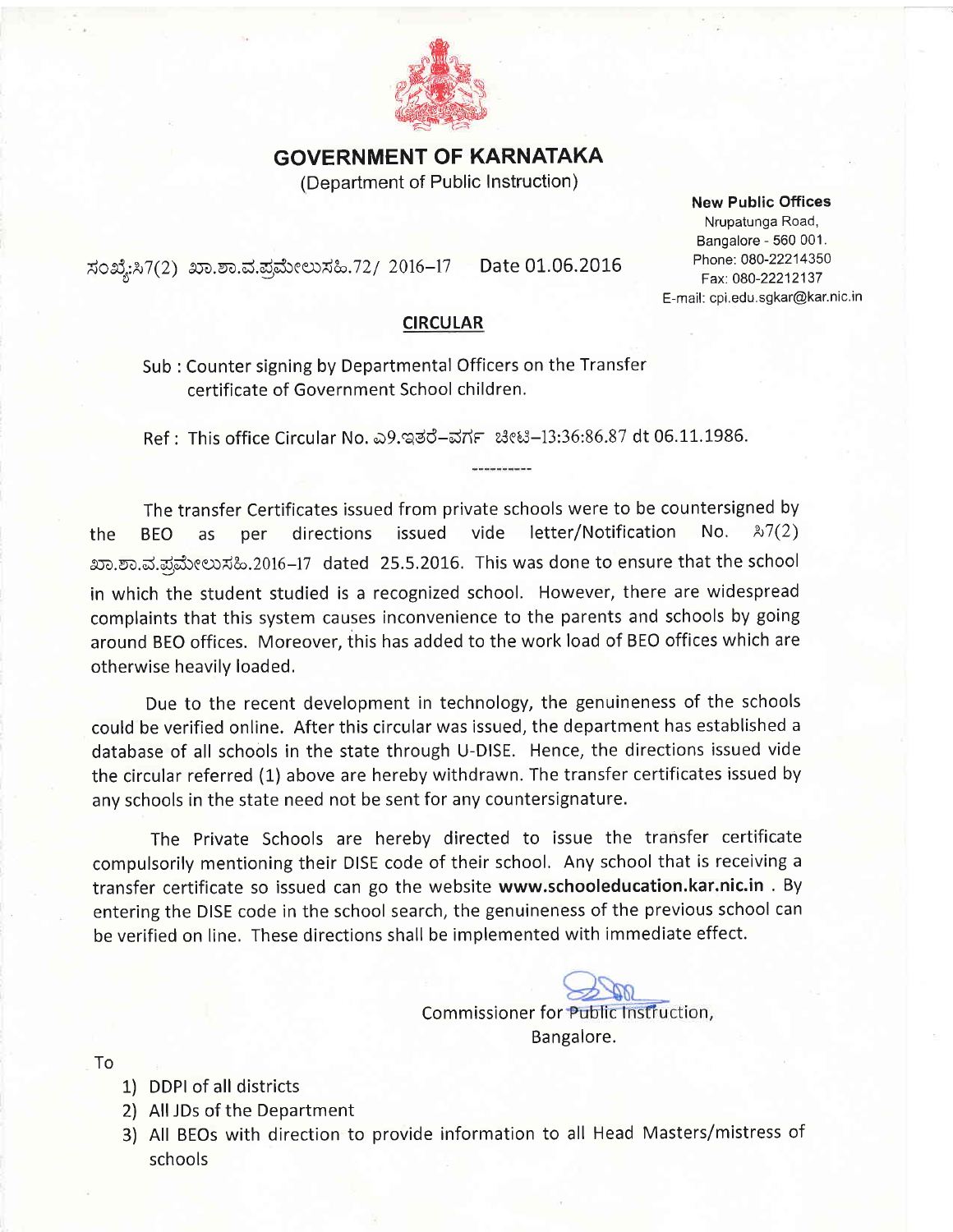# GOVERNMENT OF KARNATAKA

(Department of Public Instruction)

**New Public Offices**
Nrupatunga Road,
Bangalore - 560 001.
Phone: 080-22214350
Fax: 080-22212137
E-mail: cpi.edu.sgkar@kar.nic.in

ಸಂಖ್ಯೆ:ಸಿ7(2) ಖಾ.ಶಾ.ವ.ಪ್ರಮೇಲುಸಹಿ.72/ 2016–17    Date 01.06.2016

## CIRCULAR

Sub : Counter signing by Departmental Officers on the Transfer certificate of Government School children.

Ref : This office Circular No. ಎ9.ಇತರೆ–ವರ್ಗ ಚೀಟಿ–13:36:86.87 dt 06.11.1986.

----------

The transfer Certificates issued from private schools were to be countersigned by the BEO as per directions issued vide letter/Notification No. ಸಿ7(2) ಖಾ.ಶಾ.ವ.ಪ್ರಮೇಲುಸಹಿ.2016–17 dated 25.5.2016. This was done to ensure that the school in which the student studied is a recognized school. However, there are widespread complaints that this system causes inconvenience to the parents and schools by going around BEO offices. Moreover, this has added to the work load of BEO offices which are otherwise heavily loaded.

Due to the recent development in technology, the genuineness of the schools could be verified online. After this circular was issued, the department has established a database of all schools in the state through U-DISE. Hence, the directions issued vide the circular referred (1) above are hereby withdrawn. The transfer certificates issued by any schools in the state need not be sent for any countersignature.

The Private Schools are hereby directed to issue the transfer certificate compulsorily mentioning their DISE code of their school. Any school that is receiving a transfer certificate so issued can go the website **www.schooleducation.kar.nic.in** . By entering the DISE code in the school search, the genuineness of the previous school can be verified on line. These directions shall be implemented with immediate effect.

Commissioner for Public Instruction,
Bangalore.

To

1) DDPI of all districts
2) All JDs of the Department
3) All BEOs with direction to provide information to all Head Masters/mistress of schools